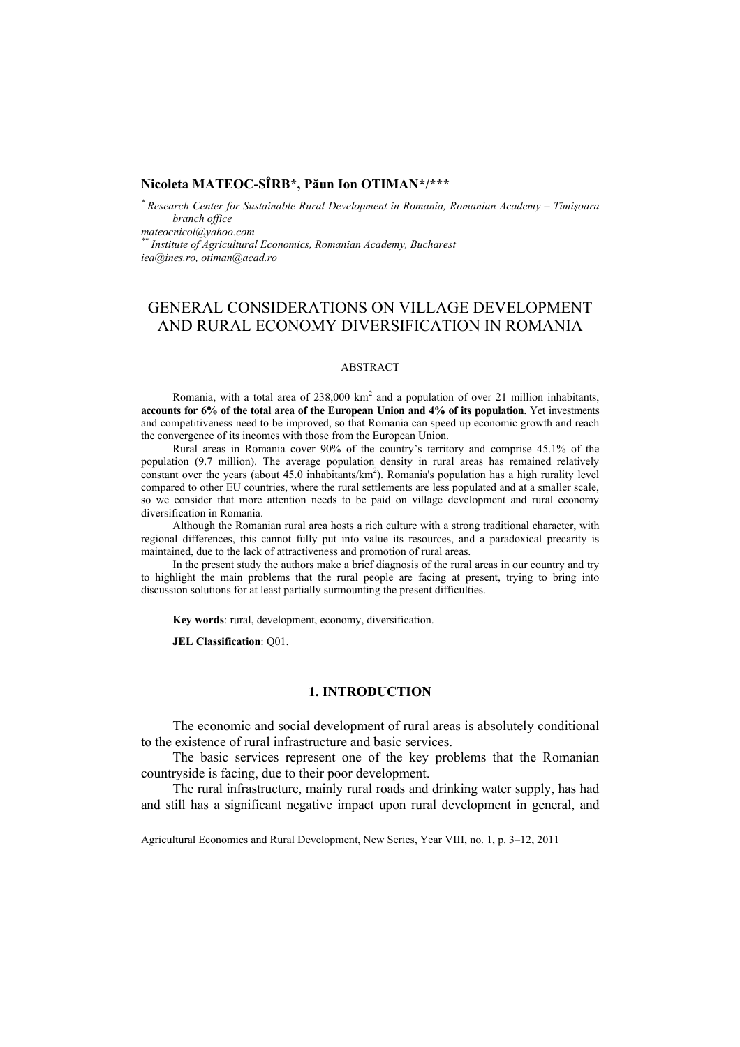**Nicoleta MATEOC-SÎRB*, Păun Ion OTIMAN*/*****

*\* Research Center for Sustainable Rural Development in Romania, Romanian Academy – Timişoara branch office*
*mateocnicol@yahoo.com*
*\*\* Institute of Agricultural Economics, Romanian Academy, Bucharest*
*iea@ines.ro, otiman@acad.ro*

# GENERAL CONSIDERATIONS ON VILLAGE DEVELOPMENT AND RURAL ECONOMY DIVERSIFICATION IN ROMANIA

## ABSTRACT

Romania, with a total area of 238,000 km$^2$ and a population of over 21 million inhabitants, **accounts for 6% of the total area of the European Union and 4% of its population**. Yet investments and competitiveness need to be improved, so that Romania can speed up economic growth and reach the convergence of its incomes with those from the European Union.

Rural areas in Romania cover 90% of the country's territory and comprise 45.1% of the population (9.7 million). The average population density in rural areas has remained relatively constant over the years (about 45.0 inhabitants/km$^2$). Romania's population has a high rurality level compared to other EU countries, where the rural settlements are less populated and at a smaller scale, so we consider that more attention needs to be paid on village development and rural economy diversification in Romania.

Although the Romanian rural area hosts a rich culture with a strong traditional character, with regional differences, this cannot fully put into value its resources, and a paradoxical precarity is maintained, due to the lack of attractiveness and promotion of rural areas.

In the present study the authors make a brief diagnosis of the rural areas in our country and try to highlight the main problems that the rural people are facing at present, trying to bring into discussion solutions for at least partially surmounting the present difficulties.

**Key words**: rural, development, economy, diversification.

**JEL Classification**: Q01.

## 1. INTRODUCTION

The economic and social development of rural areas is absolutely conditional to the existence of rural infrastructure and basic services.

The basic services represent one of the key problems that the Romanian countryside is facing, due to their poor development.

The rural infrastructure, mainly rural roads and drinking water supply, has had and still has a significant negative impact upon rural development in general, and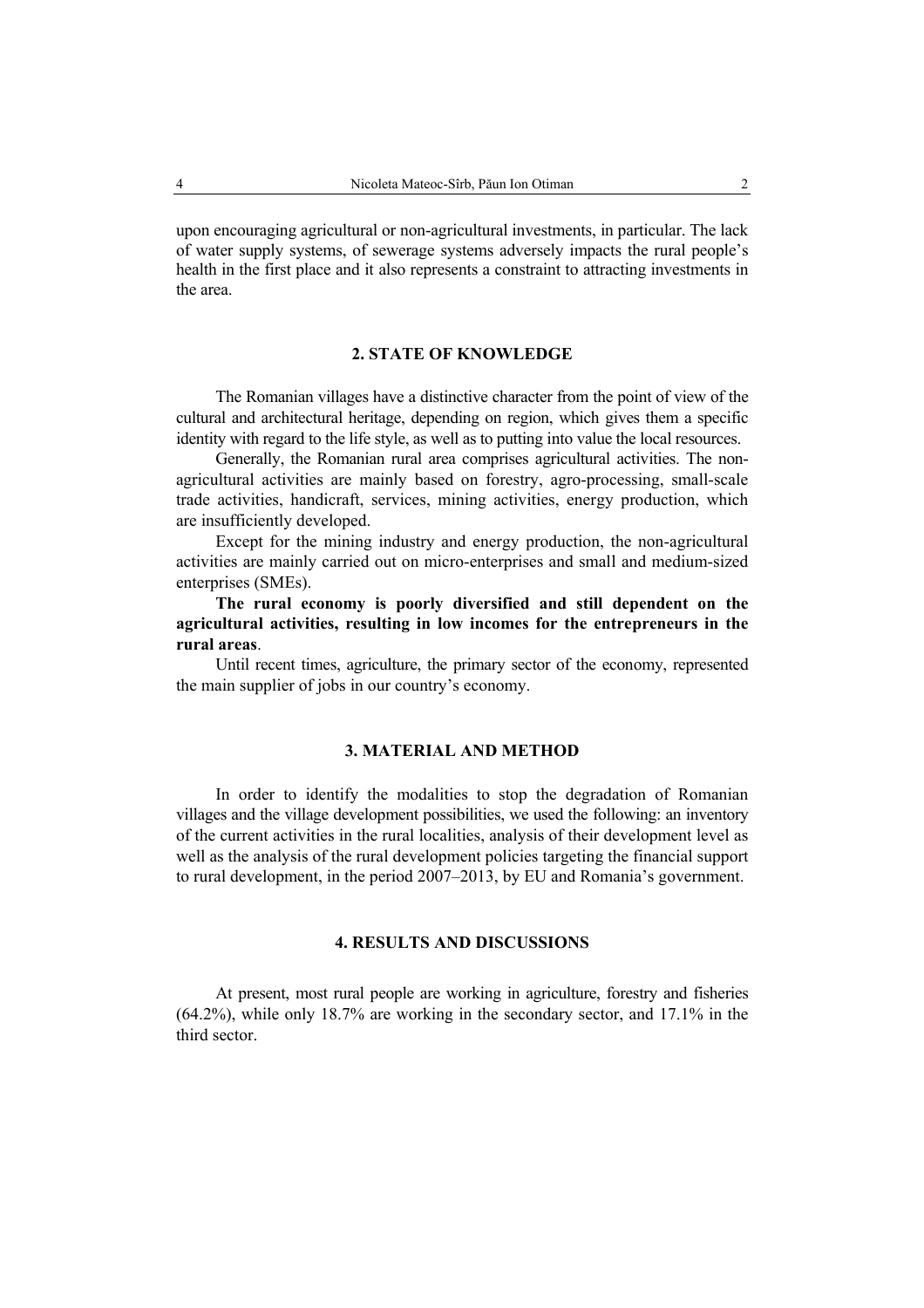upon encouraging agricultural or non-agricultural investments, in particular. The lack of water supply systems, of sewerage systems adversely impacts the rural people's health in the first place and it also represents a constraint to attracting investments in the area.

## 2. STATE OF KNOWLEDGE

The Romanian villages have a distinctive character from the point of view of the cultural and architectural heritage, depending on region, which gives them a specific identity with regard to the life style, as well as to putting into value the local resources.

Generally, the Romanian rural area comprises agricultural activities. The non-agricultural activities are mainly based on forestry, agro-processing, small-scale trade activities, handicraft, services, mining activities, energy production, which are insufficiently developed.

Except for the mining industry and energy production, the non-agricultural activities are mainly carried out on micro-enterprises and small and medium-sized enterprises (SMEs).

**The rural economy is poorly diversified and still dependent on the agricultural activities, resulting in low incomes for the entrepreneurs in the rural areas**.

Until recent times, agriculture, the primary sector of the economy, represented the main supplier of jobs in our country's economy.

## 3. MATERIAL AND METHOD

In order to identify the modalities to stop the degradation of Romanian villages and the village development possibilities, we used the following: an inventory of the current activities in the rural localities, analysis of their development level as well as the analysis of the rural development policies targeting the financial support to rural development, in the period 2007–2013, by EU and Romania's government.

## 4. RESULTS AND DISCUSSIONS

At present, most rural people are working in agriculture, forestry and fisheries (64.2%), while only 18.7% are working in the secondary sector, and 17.1% in the third sector.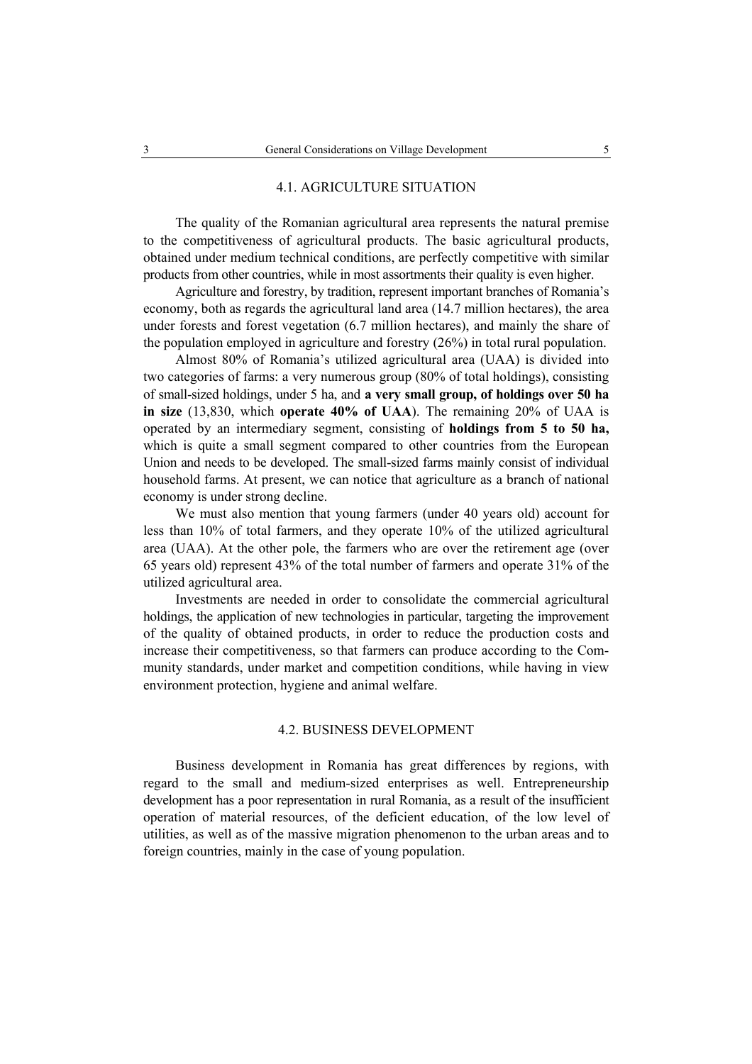## 4.1. AGRICULTURE SITUATION

The quality of the Romanian agricultural area represents the natural premise to the competitiveness of agricultural products. The basic agricultural products, obtained under medium technical conditions, are perfectly competitive with similar products from other countries, while in most assortments their quality is even higher.

Agriculture and forestry, by tradition, represent important branches of Romania's economy, both as regards the agricultural land area (14.7 million hectares), the area under forests and forest vegetation (6.7 million hectares), and mainly the share of the population employed in agriculture and forestry (26%) in total rural population.

Almost 80% of Romania's utilized agricultural area (UAA) is divided into two categories of farms: a very numerous group (80% of total holdings), consisting of small-sized holdings, under 5 ha, and **a very small group, of holdings over 50 ha in size** (13,830, which **operate 40% of UAA**). The remaining 20% of UAA is operated by an intermediary segment, consisting of **holdings from 5 to 50 ha,** which is quite a small segment compared to other countries from the European Union and needs to be developed. The small-sized farms mainly consist of individual household farms. At present, we can notice that agriculture as a branch of national economy is under strong decline.

We must also mention that young farmers (under 40 years old) account for less than 10% of total farmers, and they operate 10% of the utilized agricultural area (UAA). At the other pole, the farmers who are over the retirement age (over 65 years old) represent 43% of the total number of farmers and operate 31% of the utilized agricultural area.

Investments are needed in order to consolidate the commercial agricultural holdings, the application of new technologies in particular, targeting the improvement of the quality of obtained products, in order to reduce the production costs and increase their competitiveness, so that farmers can produce according to the Community standards, under market and competition conditions, while having in view environment protection, hygiene and animal welfare.

## 4.2. BUSINESS DEVELOPMENT

Business development in Romania has great differences by regions, with regard to the small and medium-sized enterprises as well. Entrepreneurship development has a poor representation in rural Romania, as a result of the insufficient operation of material resources, of the deficient education, of the low level of utilities, as well as of the massive migration phenomenon to the urban areas and to foreign countries, mainly in the case of young population.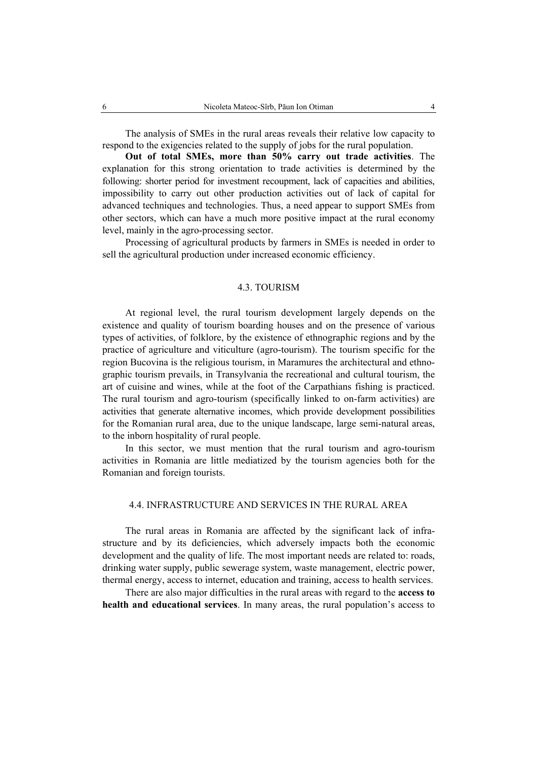The analysis of SMEs in the rural areas reveals their relative low capacity to respond to the exigencies related to the supply of jobs for the rural population.

**Out of total SMEs, more than 50% carry out trade activities**. The explanation for this strong orientation to trade activities is determined by the following: shorter period for investment recoupment, lack of capacities and abilities, impossibility to carry out other production activities out of lack of capital for advanced techniques and technologies. Thus, a need appear to support SMEs from other sectors, which can have a much more positive impact at the rural economy level, mainly in the agro-processing sector.

Processing of agricultural products by farmers in SMEs is needed in order to sell the agricultural production under increased economic efficiency.

## 4.3. TOURISM

At regional level, the rural tourism development largely depends on the existence and quality of tourism boarding houses and on the presence of various types of activities, of folklore, by the existence of ethnographic regions and by the practice of agriculture and viticulture (agro-tourism). The tourism specific for the region Bucovina is the religious tourism, in Maramures the architectural and ethnographic tourism prevails, in Transylvania the recreational and cultural tourism, the art of cuisine and wines, while at the foot of the Carpathians fishing is practiced. The rural tourism and agro-tourism (specifically linked to on-farm activities) are activities that generate alternative incomes, which provide development possibilities for the Romanian rural area, due to the unique landscape, large semi-natural areas, to the inborn hospitality of rural people.

In this sector, we must mention that the rural tourism and agro-tourism activities in Romania are little mediatized by the tourism agencies both for the Romanian and foreign tourists.

## 4.4. INFRASTRUCTURE AND SERVICES IN THE RURAL AREA

The rural areas in Romania are affected by the significant lack of infrastructure and by its deficiencies, which adversely impacts both the economic development and the quality of life. The most important needs are related to: roads, drinking water supply, public sewerage system, waste management, electric power, thermal energy, access to internet, education and training, access to health services.

There are also major difficulties in the rural areas with regard to the **access to health and educational services**. In many areas, the rural population's access to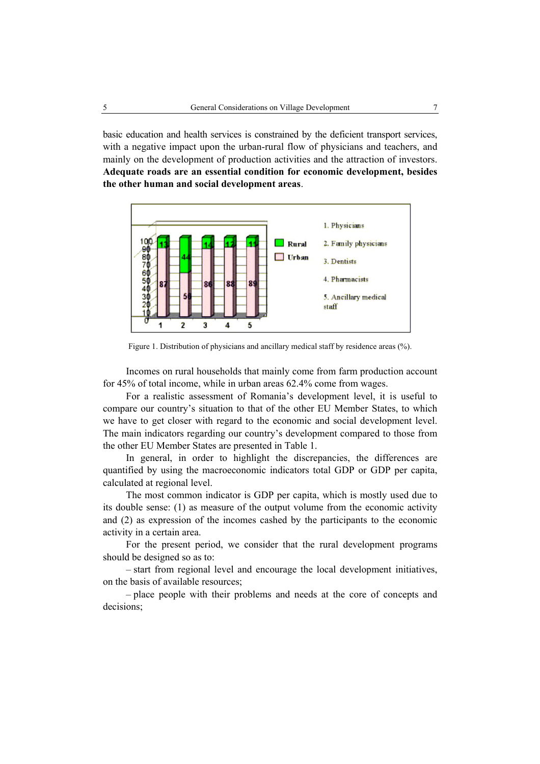basic education and health services is constrained by the deficient transport services, with a negative impact upon the urban-rural flow of physicians and teachers, and mainly on the development of production activities and the attraction of investors. **Adequate roads are an essential condition for economic development, besides the other human and social development areas**.

Figure 1. Distribution of physicians and ancillary medical staff by residence areas (%).

Incomes on rural households that mainly come from farm production account for 45% of total income, while in urban areas 62.4% come from wages.

For a realistic assessment of Romania's development level, it is useful to compare our country's situation to that of the other EU Member States, to which we have to get closer with regard to the economic and social development level. The main indicators regarding our country's development compared to those from the other EU Member States are presented in Table 1.

In general, in order to highlight the discrepancies, the differences are quantified by using the macroeconomic indicators total GDP or GDP per capita, calculated at regional level.

The most common indicator is GDP per capita, which is mostly used due to its double sense: (1) as measure of the output volume from the economic activity and (2) as expression of the incomes cashed by the participants to the economic activity in a certain area.

For the present period, we consider that the rural development programs should be designed so as to:

– start from regional level and encourage the local development initiatives, on the basis of available resources;

– place people with their problems and needs at the core of concepts and decisions;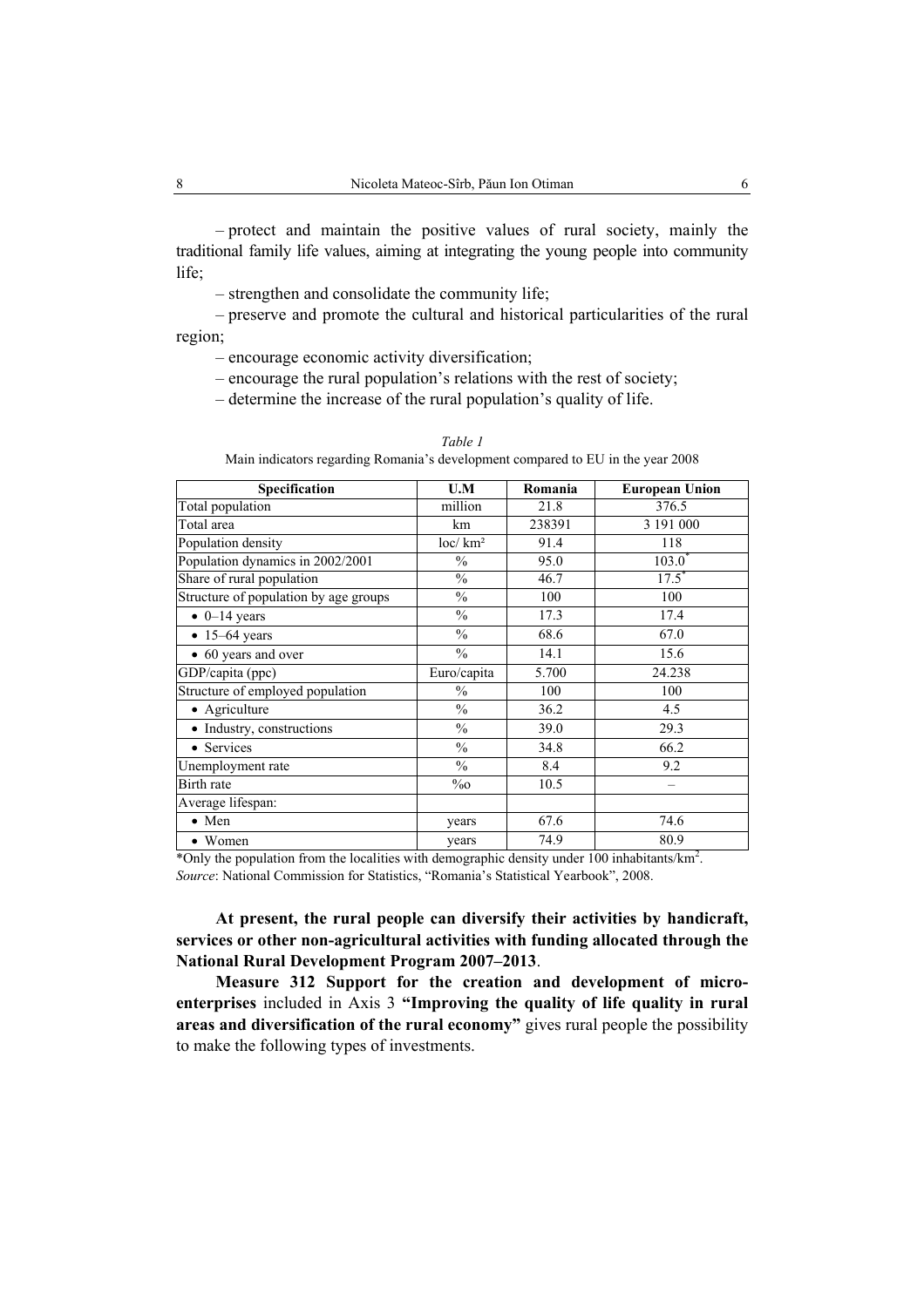– protect and maintain the positive values of rural society, mainly the traditional family life values, aiming at integrating the young people into community life;

– strengthen and consolidate the community life;

– preserve and promote the cultural and historical particularities of the rural region;

– encourage economic activity diversification;

– encourage the rural population's relations with the rest of society;

– determine the increase of the rural population's quality of life.

*Table 1*

Main indicators regarding Romania's development compared to EU in the year 2008

| Specification | U.M | Romania | European Union |
|---|---|---|---|
| Total population | million | 21.8 | 376.5 |
| Total area | km | 238391 | 3 191 000 |
| Population density | loc/ km² | 91.4 | 118 |
| Population dynamics in 2002/2001 | % | 95.0 | 103.0* |
| Share of rural population | % | 46.7 | 17.5* |
| Structure of population by age groups | % | 100 | 100 |
| • 0–14 years | % | 17.3 | 17.4 |
| • 15–64 years | % | 68.6 | 67.0 |
| • 60 years and over | % | 14.1 | 15.6 |
| GDP/capita (ppc) | Euro/capita | 5.700 | 24.238 |
| Structure of employed population | % | 100 | 100 |
| • Agriculture | % | 36.2 | 4.5 |
| • Industry, constructions | % | 39.0 | 29.3 |
| • Services | % | 34.8 | 66.2 |
| Unemployment rate | % | 8.4 | 9.2 |
| Birth rate | ‰ | 10.5 | – |
| Average lifespan: | | | |
| • Men | years | 67.6 | 74.6 |
| • Women | years | 74.9 | 80.9 |

*Only the population from the localities with demographic density under 100 inhabitants/km².
*Source*: National Commission for Statistics, "Romania's Statistical Yearbook", 2008.

**At present, the rural people can diversify their activities by handicraft, services or other non-agricultural activities with funding allocated through the National Rural Development Program 2007–2013**.

**Measure 312 Support for the creation and development of micro-enterprises** included in Axis 3 **"Improving the quality of life quality in rural areas and diversification of the rural economy"** gives rural people the possibility to make the following types of investments.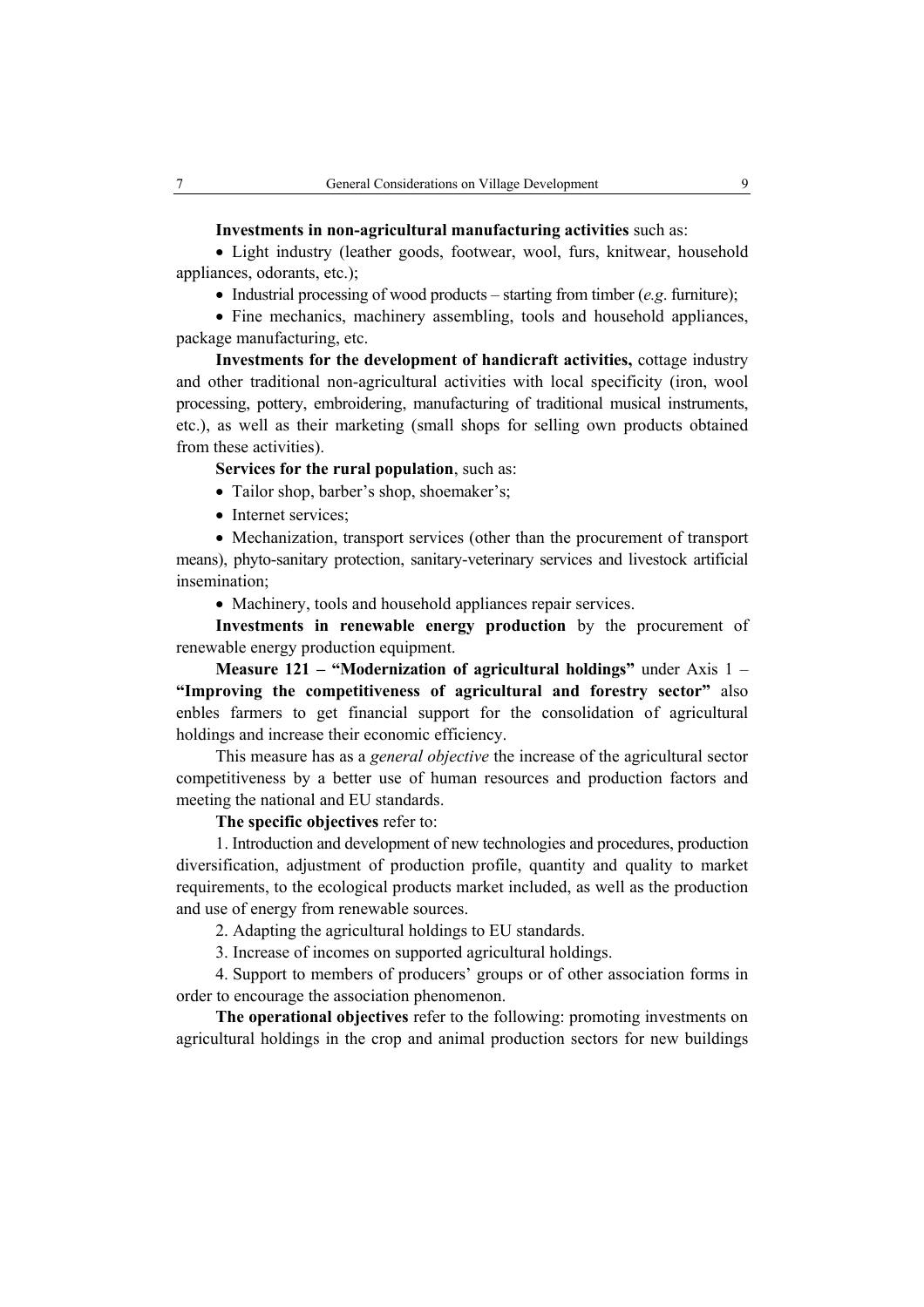**Investments in non-agricultural manufacturing activities** such as:

- Light industry (leather goods, footwear, wool, furs, knitwear, household appliances, odorants, etc.);
- Industrial processing of wood products – starting from timber (*e.g.* furniture);
- Fine mechanics, machinery assembling, tools and household appliances, package manufacturing, etc.

**Investments for the development of handicraft activities,** cottage industry and other traditional non-agricultural activities with local specificity (iron, wool processing, pottery, embroidering, manufacturing of traditional musical instruments, etc.), as well as their marketing (small shops for selling own products obtained from these activities).

**Services for the rural population**, such as:

- Tailor shop, barber's shop, shoemaker's;
- Internet services;
- Mechanization, transport services (other than the procurement of transport means), phyto-sanitary protection, sanitary-veterinary services and livestock artificial insemination;
- Machinery, tools and household appliances repair services.

**Investments in renewable energy production** by the procurement of renewable energy production equipment.

**Measure 121 – "Modernization of agricultural holdings"** under Axis 1 – **"Improving the competitiveness of agricultural and forestry sector"** also enbles farmers to get financial support for the consolidation of agricultural holdings and increase their economic efficiency.

This measure has as a *general objective* the increase of the agricultural sector competitiveness by a better use of human resources and production factors and meeting the national and EU standards.

**The specific objectives** refer to:

1. Introduction and development of new technologies and procedures, production diversification, adjustment of production profile, quantity and quality to market requirements, to the ecological products market included, as well as the production and use of energy from renewable sources.
2. Adapting the agricultural holdings to EU standards.
3. Increase of incomes on supported agricultural holdings.
4. Support to members of producers' groups or of other association forms in order to encourage the association phenomenon.

**The operational objectives** refer to the following: promoting investments on agricultural holdings in the crop and animal production sectors for new buildings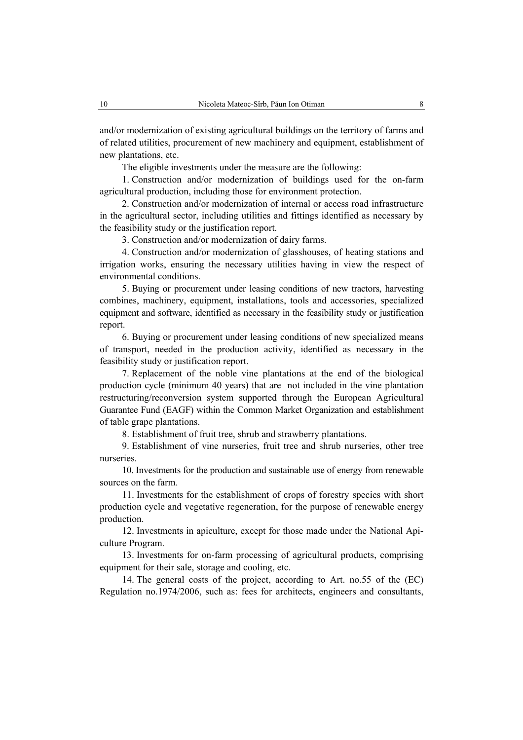and/or modernization of existing agricultural buildings on the territory of farms and of related utilities, procurement of new machinery and equipment, establishment of new plantations, etc.

The eligible investments under the measure are the following:

1. Construction and/or modernization of buildings used for the on-farm agricultural production, including those for environment protection.

2. Construction and/or modernization of internal or access road infrastructure in the agricultural sector, including utilities and fittings identified as necessary by the feasibility study or the justification report.

3. Construction and/or modernization of dairy farms.

4. Construction and/or modernization of glasshouses, of heating stations and irrigation works, ensuring the necessary utilities having in view the respect of environmental conditions.

5. Buying or procurement under leasing conditions of new tractors, harvesting combines, machinery, equipment, installations, tools and accessories, specialized equipment and software, identified as necessary in the feasibility study or justification report.

6. Buying or procurement under leasing conditions of new specialized means of transport, needed in the production activity, identified as necessary in the feasibility study or justification report.

7. Replacement of the noble vine plantations at the end of the biological production cycle (minimum 40 years) that are not included in the vine plantation restructuring/reconversion system supported through the European Agricultural Guarantee Fund (EAGF) within the Common Market Organization and establishment of table grape plantations.

8. Establishment of fruit tree, shrub and strawberry plantations.

9. Establishment of vine nurseries, fruit tree and shrub nurseries, other tree nurseries.

10. Investments for the production and sustainable use of energy from renewable sources on the farm.

11. Investments for the establishment of crops of forestry species with short production cycle and vegetative regeneration, for the purpose of renewable energy production.

12. Investments in apiculture, except for those made under the National Apiculture Program.

13. Investments for on-farm processing of agricultural products, comprising equipment for their sale, storage and cooling, etc.

14. The general costs of the project, according to Art. no.55 of the (EC) Regulation no.1974/2006, such as: fees for architects, engineers and consultants,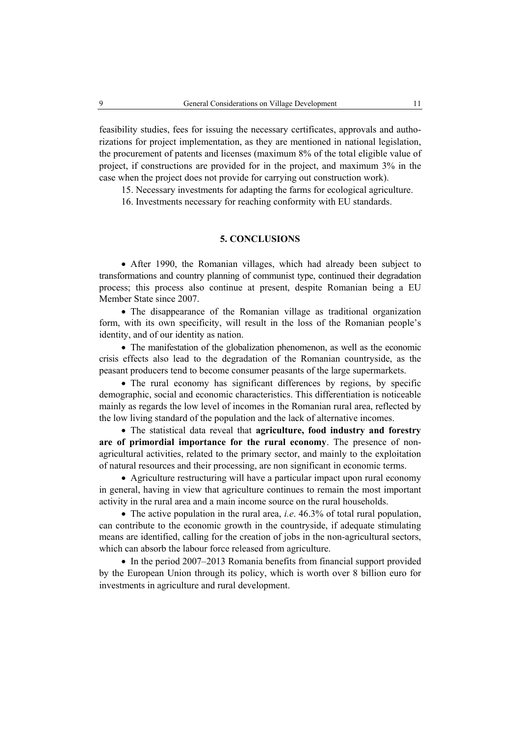feasibility studies, fees for issuing the necessary certificates, approvals and authorizations for project implementation, as they are mentioned in national legislation, the procurement of patents and licenses (maximum 8% of the total eligible value of project, if constructions are provided for in the project, and maximum 3% in the case when the project does not provide for carrying out construction work).

15. Necessary investments for adapting the farms for ecological agriculture.

16. Investments necessary for reaching conformity with EU standards.

## 5. CONCLUSIONS

- After 1990, the Romanian villages, which had already been subject to transformations and country planning of communist type, continued their degradation process; this process also continue at present, despite Romanian being a EU Member State since 2007.
- The disappearance of the Romanian village as traditional organization form, with its own specificity, will result in the loss of the Romanian people's identity, and of our identity as nation.
- The manifestation of the globalization phenomenon, as well as the economic crisis effects also lead to the degradation of the Romanian countryside, as the peasant producers tend to become consumer peasants of the large supermarkets.
- The rural economy has significant differences by regions, by specific demographic, social and economic characteristics. This differentiation is noticeable mainly as regards the low level of incomes in the Romanian rural area, reflected by the low living standard of the population and the lack of alternative incomes.
- The statistical data reveal that **agriculture, food industry and forestry are of primordial importance for the rural economy**. The presence of non-agricultural activities, related to the primary sector, and mainly to the exploitation of natural resources and their processing, are non significant in economic terms.
- Agriculture restructuring will have a particular impact upon rural economy in general, having in view that agriculture continues to remain the most important activity in the rural area and a main income source on the rural households.
- The active population in the rural area, *i.e*. 46.3% of total rural population, can contribute to the economic growth in the countryside, if adequate stimulating means are identified, calling for the creation of jobs in the non-agricultural sectors, which can absorb the labour force released from agriculture.
- In the period 2007–2013 Romania benefits from financial support provided by the European Union through its policy, which is worth over 8 billion euro for investments in agriculture and rural development.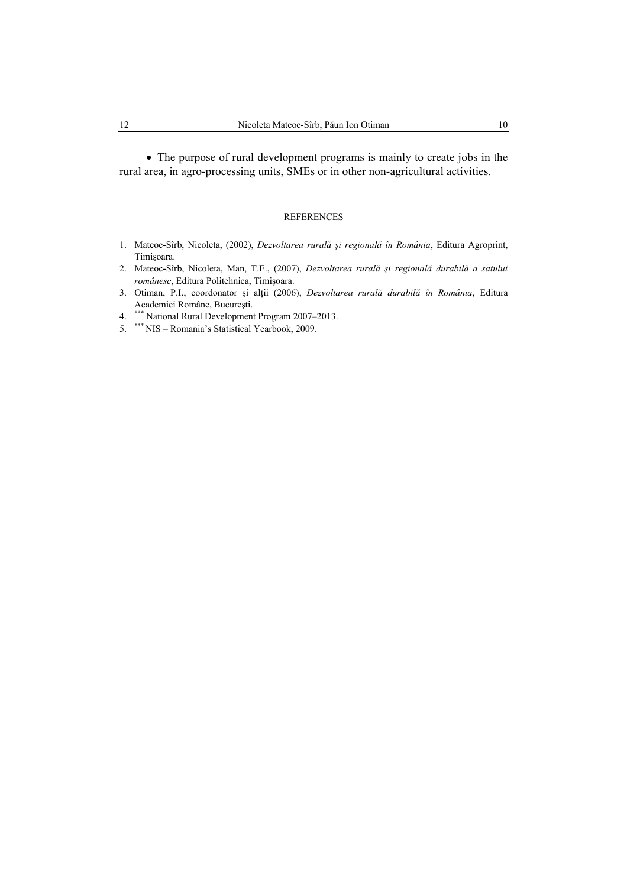- The purpose of rural development programs is mainly to create jobs in the rural area, in agro-processing units, SMEs or in other non-agricultural activities.

## REFERENCES

1. Mateoc-Sîrb, Nicoleta, (2002), *Dezvoltarea rurală şi regională în România*, Editura Agroprint, Timişoara.
2. Mateoc-Sîrb, Nicoleta, Man, T.E., (2007), *Dezvoltarea rurală şi regională durabilă a satului românesc*, Editura Politehnica, Timişoara.
3. Otiman, P.I., coordonator şi alţii (2006), *Dezvoltarea rurală durabilă în România*, Editura Academiei Române, Bucureşti.
4. *** National Rural Development Program 2007–2013.
5. *** NIS – Romania's Statistical Yearbook, 2009.